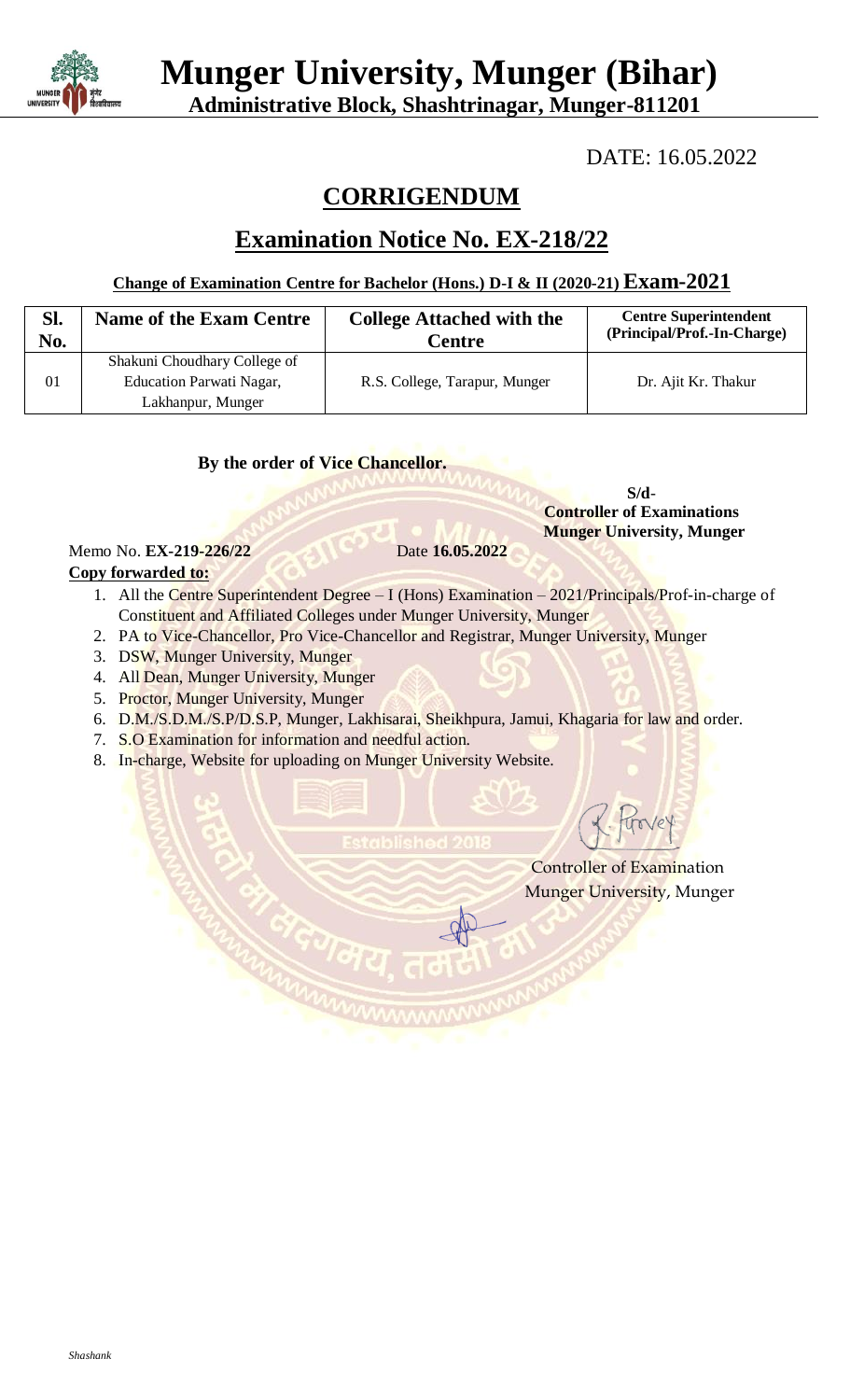# Munger University, Munger (Bihar)

**Administrative Block, Shashtrinagar, Munger-811201**

DATE: 16.05.2022

## CORRIGENDUM

## Examination Notice No. EX-218/22

**Change of Examination Centre for Bachelor (Hons.) D-I & II (2020-21) Exam-2021**

| Sl. No. | Name of the Exam Centre | College Attached with the Centre | Centre Superintendent (Principal/Prof.-In-Charge) |
|---|---|---|---|
| 01 | Shakuni Choudhary College of Education Parwati Nagar, Lakhanpur, Munger | R.S. College, Tarapur, Munger | Dr. Ajit Kr. Thakur |

**By the order of Vice Chancellor.**

**S/d-**
**Controller of Examinations**
**Munger University, Munger**

Memo No. **EX-219-226/22** Date **16.05.2022**

**Copy forwarded to:**

1. All the Centre Superintendent Degree – I (Hons) Examination – 2021/Principals/Prof-in-charge of Constituent and Affiliated Colleges under Munger University, Munger
2. PA to Vice-Chancellor, Pro Vice-Chancellor and Registrar, Munger University, Munger
3. DSW, Munger University, Munger
4. All Dean, Munger University, Munger
5. Proctor, Munger University, Munger
6. D.M./S.D.M./S.P/D.S.P, Munger, Lakhisarai, Sheikhpura, Jamui, Khagaria for law and order.
7. S.O Examination for information and needful action.
8. In-charge, Website for uploading on Munger University Website.

Controller of Examination
Munger University, Munger

*Shashank*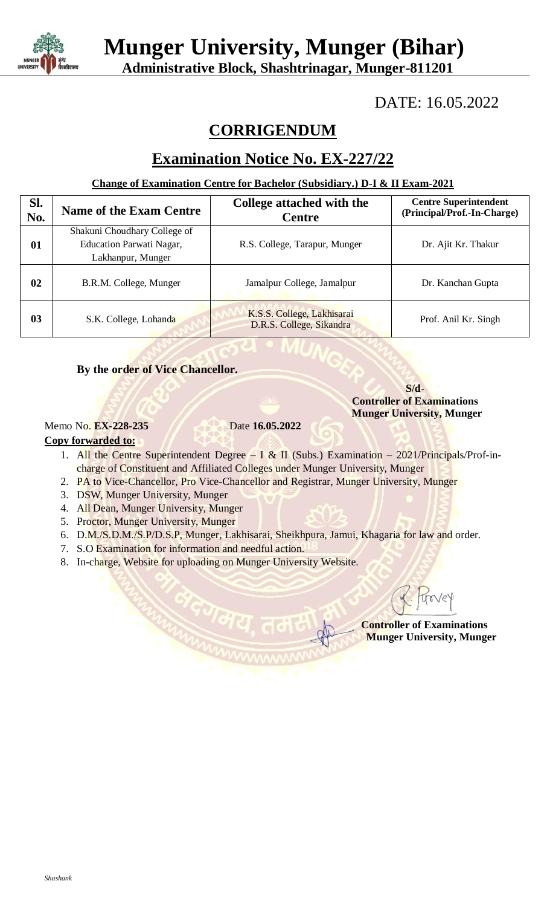# Munger University, Munger (Bihar)

**Administrative Block, Shashtrinagar, Munger-811201**

DATE: 16.05.2022

## CORRIGENDUM

## Examination Notice No. EX-227/22

**Change of Examination Centre for Bachelor (Subsidiary.) D-I & II Exam-2021**

| Sl. No. | Name of the Exam Centre | College attached with the Centre | Centre Superintendent (Principal/Prof.-In-Charge) |
|---|---|---|---|
| 01 | Shakuni Choudhary College of Education Parwati Nagar, Lakhanpur, Munger | R.S. College, Tarapur, Munger | Dr. Ajit Kr. Thakur |
| 02 | B.R.M. College, Munger | Jamalpur College, Jamalpur | Dr. Kanchan Gupta |
| 03 | S.K. College, Lohanda | K.S.S. College, Lakhisarai<br>D.R.S. College, Sikandra | Prof. Anil Kr. Singh |

**By the order of Vice Chancellor.**

**S/d-**
**Controller of Examinations**
**Munger University, Munger**

Memo No. **EX-228-235** Date **16.05.2022**

**Copy forwarded to:**

1. All the Centre Superintendent Degree – I & II (Subs.) Examination – 2021/Principals/Prof-in-charge of Constituent and Affiliated Colleges under Munger University, Munger
2. PA to Vice-Chancellor, Pro Vice-Chancellor and Registrar, Munger University, Munger
3. DSW, Munger University, Munger
4. All Dean, Munger University, Munger
5. Proctor, Munger University, Munger
6. D.M./S.D.M./S.P/D.S.P, Munger, Lakhisarai, Sheikhpura, Jamui, Khagaria for law and order.
7. S.O Examination for information and needful action.
8. In-charge, Website for uploading on Munger University Website.

**Controller of Examinations**
**Munger University, Munger**

*Shashank*